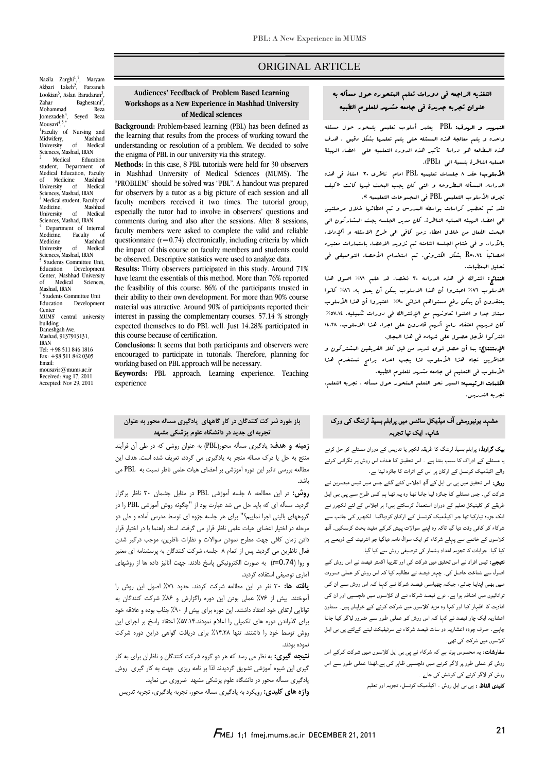ORIGINAL ARTICLE

# Audiences' Feedback of Problem Based Learning Workshops as a New Experience in Mashhad University of Medical sciences

Nazila Zarghi[1,5], Maryam Akbari Lakeh[2], Farzaneh Lookian[3], Aslan Baradaran[3], Zahar Baghestani[3], Mohammad Reza Jomezadeh[3], Seyed Reza Mousavi[4,5,*]

[1]Faculty of Nursing and Midwifery, Mashhad University of Medical Sciences, Mashad, IRAN

[2] Medical Education student, Department of Medical Education, Faculty of Medicine Mashhad University of Medical Sciences, Mashad, IRAN

[3] Medical student, Faculty of Medicine, Mashhad University of Medical Sciences, Mashad, IRAN

[4] Department of Internal Medicine, Faculty of Medicine Mashhad University of Medical Sciences, Mashad, IRAN

[5] Students Committee Unit, Education Development Center, Mashhad University of Medical Sciences, Mashad, IRAN

[*] Students Committee Unit Education Development Center
MUMS' central university building
Daneshgah Ave.
Mashad, 9137913131, IRAN
Tel: +98 511 846 1816
Fax: +98 511 842 0305
Email: mousavir@mums.ac.ir
Received: Aug 17, 2011
Accepted: Nov 29, 2011

**Background:** Problem-based learning (PBL) has been defined as the learning that results from the process of working toward the understanding or resolution of a problem. We decided to solve the enigma of PBL in our university via this strategy.

**Methods:** In this case, 8 PBL tutorials were held for 30 observers in Mashhad University of Medical Sciences (MUMS). The "PROBLEM" should be solved was "PBL". A handout was prepared for observers by a tutor as a big picture of each session and all faculty members received it two times. The tutorial group, especially the tutor had to involve in observers' questions and comments during and also after the sessions. After 8 sessions, faculty members were asked to complete the valid and reliable questionnaire (r=0.74) electronically, including criteria by which the impact of this course on faculty members and students could be observed. Descriptive statistics were used to analyze data.

**Results:** Thirty observers participated in this study. Around 71% have learnt the essentials of this method. More than 76% reported the feasibility of this course. 86% of the participants trusted in their ability to their own development. For more than 90% course material was attractive. Around 90% of participants reported their interest in passing the complementary courses. 57.14 % strongly expected themselves to do PBL well. Just 14.28% participated in this course because of certification.

**Conclusions:** It seems that both participants and observers were encouraged to participate in tutorials. Therefore, planning for working based on PBL approach will be necessary.

**Keywords:** PBL approach, Learning experience, Teaching experience

## التغذيه الراجعه في دورات تعلم المتحوره حول مسأله به عنوان تجربه جديدة في جامعه مشهد للعلوم الطبيه

**التمهيد و الهدف:** PBL يعتبر أسلوب تعليمي يتمحور حول مسئله واحده و يتم معالجة هذه المسئله حتى يتم تعلمها بشكل دقيق . هدف هذه المطالعه هو دراسة تأثير هذه الدوره التعليميه على اعضاء الهيئة العمليه الناظرة بنسبة الى (PBL).

**الأسلوب:** عقد ٨ جلسات تعليميه PBL امام ناظري ٣٠ استاذ في هذه الدراسه. المسأله المطروحه و التى كان يجب البحث فيها كانت «كيف نجرى الأسلوب التعليمي PBL في المجموعات التعليميه ».

لقد تم تحضير كراسات بواسطه المدرس و تم اعطائها خلال مرحلتين الى اعضاء الهيئة العمليه الناظرة. كان مدير الجلسه يجث المشاركون الى البحث الفعال من خلال اعطاء زمن كافي في طرح الاسئله و الإدلاء بالآراء. و في ختام الجلسه الثامنه تم تزويد الاعضاء باستمارات معتبره احصائياً R=٠.٧٤ بشكل الكتروني. تم استخدام الأحصاء التوصيفي في تحليل المعطيات.

**النتائج:** اشترك في هذه الدراسه ٣٠ شخصا. قد علم ٧١٪ اصول هذا الاسلوب ٧٦٪ اعتبروا أن هذا الاسلوب يمكن أن يعمل به، ٨٦٪ كانوا يعتقدون أن يمكن رفع مستواهم الذاتي ٩٠٪ اعتبروا أن هذا الأسلوب ممتاز جدا و اعلنوا تعاونهم مع الإشتراك في دورات تكميليه. ٥٧.١٤٪ كان لديهم اعتقاد راسخ أنهم قادرون على اجراء هذا الاسلوب. ١٤.٢٨ اشتركوا لأجل حصول على شهاده في هذا المجال.

**الإستنتاج:** بما أن حصل شوق شديد من قبل كلا الفريقين المشتركون و الناظرين تجاه هذا الأسلوب لذا يجب اعداد برامج تستخدم هذا الأسلوب في التعليم في جامعه مشهد للعلوم الطبيه.

**الكلمات الرئيسيه:** السير نحو التعلم المتحور حول مسأله ، تجربه التعلم، تجربه التدريس.

## باز خورد شرکت کنندگان در کار گاههای یادگیری مساله محور به عنوان تجربه ای جدید در دانشگاه علوم پزشکی مشهد

**زمینه و هدف:** یادگیری مسأله محور(PBL) به عنوان روشی که در طی آن فرآیند منتج به حل یا درک مساله منجر به یادگیری می گردد، تعریف شده است. هدف این مطالعه بررسی تاثیر این دوره آموزشی بر اعضای هیات علمی ناظر نسبت به PBL می باشد.

**روش:** در این مطالعه، ۸ جلسه آموزشی PBL در مقابل چشمان ۳۰ ناظر برگزار گردید. مسأله ای که باید حل می شد عبارت بود از "چگونه روش آموزشی PBL را در گروههای بالینی اجرا نماییم؟" برای هر جلسه جزوه ای توسط مدرس آماده و طی دو مرحله در اختیار اعضای هیات علمی ناظر قرار می گرفت. استاد راهنما با در اختیار قرار دادن زمان کافی جهت مطرح نمودن سوالات و نظرات ناظرین، موجب درگیر شدن فعال ناظرین می گردید. پس از اتمام ۸ جلسه، شرکت کنندگان به پرسشنامه ای معتبر و روا (r=0.74) به صورت الکترونیکی پاسخ دادند. جهت آنالیز داده ها از روشهای آماری توصیفی استفاده گردید.

**یافته ها:** ۳۰ نفر در این مطالعه شرکت کردند. حدود ۷۱٪ اصول این روش را آموختند. بیش از ۷۶٪ عملی بودن این دوره راگزارش و ۸۶٪ شرکت کنندگان به توانایی ارتقای خود اعتقاد داشتند. این دوره برای بیش از ۹۰٪ جذاب بوده و علاقه خود برای گذراندن دوره های تکمیلی را اعلام نمودند.۵۷.۱۴٪ اعتقاد راسخ بر اجرای این روش توسط خود را داشتند. تنها ۱۴.۲۸٪ برای دریافت گواهی دراین دوره شرکت نموده بودند.

**نتیجه گیری:** به نظر می رسد که هر دو گروه شرکت کنندگان و ناظران برای به کار گیری این شیوه آموزشی تشویق گردیدند لذا بر نامه ریزی جهت به کار گیری روش یادگیری مساله محور در دانشگاه علوم پزشکی مشهد ضروری می نماید.

**واژه های کلیدی:** رویکرد به یادگیری مساله محور، تجربه یادگیری، تجربه تدریس

## مشہد یونیورسٹی آف میڈیکل سائنس میں پرابلم بیسڈ لرننگ کی ورک شاپ، ایک نیا تجربہ

**بیک گراونڈ:** پرابلم بیسڈ لرننگ کا طریقہ لکچر یا تدریس کے دوران مسئلے کو حل کرنے یا مسئلے کے ادراک کا سبب بنتا ہے ۔ اس تحقیق کا ہدف اس روش پر نگرانی کرنے والے اکیڈمیک کونسل کے ارکان پر اس کے اثرات کا جائزہ لینا ہے۔

**روش:** اس تحقیق میں پی بی ایل کے آٹھ اجلاس کئے گئے جس میں تیس مبصرین نے شرکت کی۔ جس مسئلے کا جائزہ لیا جانا تھا وہ یہ تھا ہم کس طرح سے پی بی ایل طریقے کو کلینیکل تعلیم کے دوران استعمال کرسکتے ہیں؟ ہر اجلاس کے لئے لکچرر نے ایک جزوہ تیارکیا تھا جو اکیڈمیک کونسل کے ارکان کودیاگیا۔ لکچرر کی جانب سے شرکاء کو کافی وقت دیا گیا تاکہ وہ اپنے سوالات پیش کرکے مفید بحث کرسکیں۔ آٹھ کلاسوں کے خاتمے سے پہلے شرکاء کو ایک سوال نامہ دیاگیا جو انٹرنیٹ کے ذریعے پر کیا گیا۔ جوابات کا تجزیہ اعداد وشمار کی توصیفی روش سے کیا گیا۔

**نتیجے:** تیس افراد نے اس تحقیق میں شرکت کی اور تقریبا اکہتر فیصد نے اس روش کے اصول سے شناخت حاصل کی۔ چہتر فیصد نے مطالبہ کیا کہ اس روش کو عملی صورت میں بھی اپنایا جائے، جبکہ چھیاسی فیصد شرکا نے کہا کہ اس روش سے ان کی توانائیوں میں اضافہ ہوا ہے۔ نوے فیصد شرکاء نے ان کلاسوں میں دلچسپی اور ان کی افادیت کا اظہار کیا اور کہا وہ مزید کلاسوں میں شرکت کرنے کے خواہاں ہیں۔ ستاون اعشاریہ ایک چار فیصد نے کہا کہ اس روش کو عملی طور سے ضرور لاگو کیا جانا چاہیے۔ صرف چودہ اعشاریہ دو سات فیصد شرکاء نے سرٹیفکیٹ لینے کےلئے پی بی ایل کلاسوں میں شرکت کی تھی۔

**سفارشات:** یہ محسوس ہوتا ہے کہ شرکاء نے پی بی ایل کلاسوں میں شرکت کرکے اس روش کو عملی طور پر لاگو کرنے میں دلچسپی ظاہر کی ہے۔لھذا عملی طور سے اس روش کو لاگو کرنے کی کوشش کی جاۓ ۔

**کلیدی الفاظ :** پی بی ایل روش ۔ اکیڈمیک کونسل، تجربہ اور تعلیم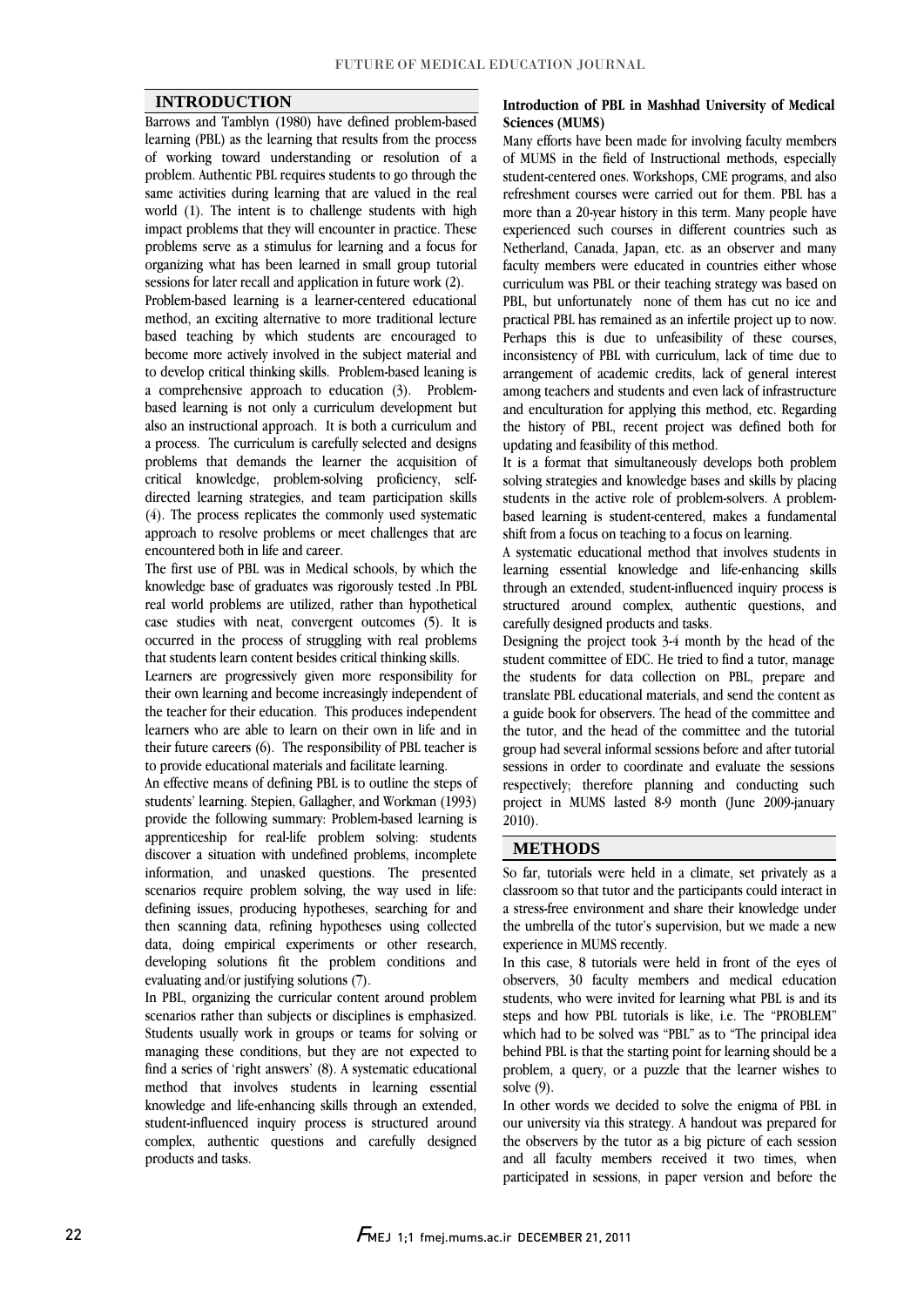## INTRODUCTION

Barrows and Tamblyn (1980) have defined problem-based learning (PBL) as the learning that results from the process of working toward understanding or resolution of a problem. Authentic PBL requires students to go through the same activities during learning that are valued in the real world (1). The intent is to challenge students with high impact problems that they will encounter in practice. These problems serve as a stimulus for learning and a focus for organizing what has been learned in small group tutorial sessions for later recall and application in future work (2).

Problem-based learning is a learner-centered educational method, an exciting alternative to more traditional lecture based teaching by which students are encouraged to become more actively involved in the subject material and to develop critical thinking skills. Problem-based leaning is a comprehensive approach to education (3). Problem-based learning is not only a curriculum development but also an instructional approach. It is both a curriculum and a process. The curriculum is carefully selected and designs problems that demands the learner the acquisition of critical knowledge, problem-solving proficiency, self-directed learning strategies, and team participation skills (4). The process replicates the commonly used systematic approach to resolve problems or meet challenges that are encountered both in life and career.

The first use of PBL was in Medical schools, by which the knowledge base of graduates was rigorously tested .In PBL real world problems are utilized, rather than hypothetical case studies with neat, convergent outcomes (5). It is occurred in the process of struggling with real problems that students learn content besides critical thinking skills.

Learners are progressively given more responsibility for their own learning and become increasingly independent of the teacher for their education. This produces independent learners who are able to learn on their own in life and in their future careers (6). The responsibility of PBL teacher is to provide educational materials and facilitate learning.

An effective means of defining PBL is to outline the steps of students' learning. Stepien, Gallagher, and Workman (1993) provide the following summary: Problem-based learning is apprenticeship for real-life problem solving: students discover a situation with undefined problems, incomplete information, and unasked questions. The presented scenarios require problem solving, the way used in life: defining issues, producing hypotheses, searching for and then scanning data, refining hypotheses using collected data, doing empirical experiments or other research, developing solutions fit the problem conditions and evaluating and/or justifying solutions (7).

In PBL, organizing the curricular content around problem scenarios rather than subjects or disciplines is emphasized. Students usually work in groups or teams for solving or managing these conditions, but they are not expected to find a series of 'right answers' (8). A systematic educational method that involves students in learning essential knowledge and life-enhancing skills through an extended, student-influenced inquiry process is structured around complex, authentic questions and carefully designed products and tasks.

### Introduction of PBL in Mashhad University of Medical Sciences (MUMS)

Many efforts have been made for involving faculty members of MUMS in the field of Instructional methods, especially student-centered ones. Workshops, CME programs, and also refreshment courses were carried out for them. PBL has a more than a 20-year history in this term. Many people have experienced such courses in different countries such as Netherland, Canada, Japan, etc. as an observer and many faculty members were educated in countries either whose curriculum was PBL or their teaching strategy was based on PBL, but unfortunately none of them has cut no ice and practical PBL has remained as an infertile project up to now. Perhaps this is due to unfeasibility of these courses, inconsistency of PBL with curriculum, lack of time due to arrangement of academic credits, lack of general interest among teachers and students and even lack of infrastructure and enculturation for applying this method, etc. Regarding the history of PBL, recent project was defined both for updating and feasibility of this method.

It is a format that simultaneously develops both problem solving strategies and knowledge bases and skills by placing students in the active role of problem-solvers. A problem-based learning is student-centered, makes a fundamental shift from a focus on teaching to a focus on learning.

A systematic educational method that involves students in learning essential knowledge and life-enhancing skills through an extended, student-influenced inquiry process is structured around complex, authentic questions, and carefully designed products and tasks.

Designing the project took 3-4 month by the head of the student committee of EDC. He tried to find a tutor, manage the students for data collection on PBL, prepare and translate PBL educational materials, and send the content as a guide book for observers. The head of the committee and the tutor, and the head of the committee and the tutorial group had several informal sessions before and after tutorial sessions in order to coordinate and evaluate the sessions respectively; therefore planning and conducting such project in MUMS lasted 8-9 month (June 2009-january 2010).

## METHODS

So far, tutorials were held in a climate, set privately as a classroom so that tutor and the participants could interact in a stress-free environment and share their knowledge under the umbrella of the tutor's supervision, but we made a new experience in MUMS recently.

In this case, 8 tutorials were held in front of the eyes of observers, 30 faculty members and medical education students, who were invited for learning what PBL is and its steps and how PBL tutorials is like, i.e. The "PROBLEM" which had to be solved was "PBL" as to "The principal idea behind PBL is that the starting point for learning should be a problem, a query, or a puzzle that the learner wishes to solve (9).

In other words we decided to solve the enigma of PBL in our university via this strategy. A handout was prepared for the observers by the tutor as a big picture of each session and all faculty members received it two times, when participated in sessions, in paper version and before the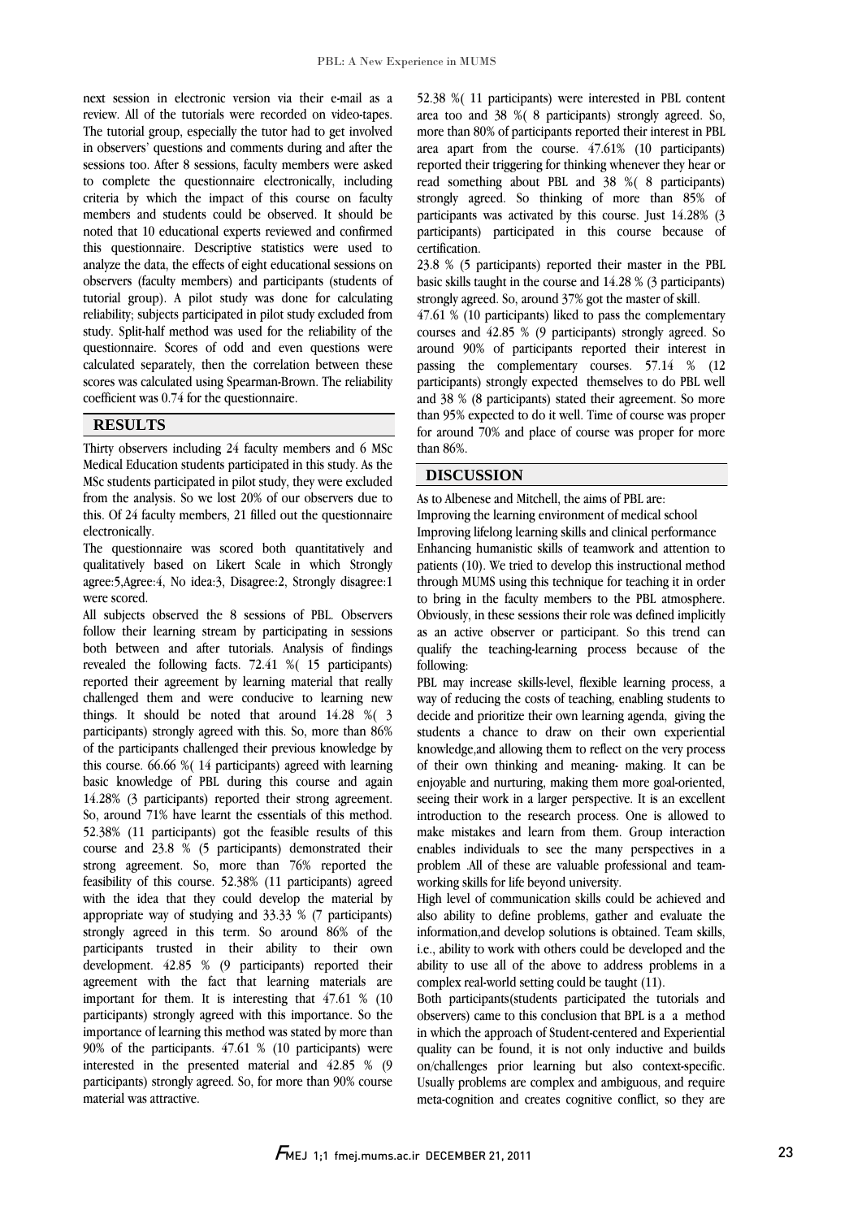next session in electronic version via their e-mail as a review. All of the tutorials were recorded on video-tapes. The tutorial group, especially the tutor had to get involved in observers' questions and comments during and after the sessions too. After 8 sessions, faculty members were asked to complete the questionnaire electronically, including criteria by which the impact of this course on faculty members and students could be observed. It should be noted that 10 educational experts reviewed and confirmed this questionnaire. Descriptive statistics were used to analyze the data, the effects of eight educational sessions on observers (faculty members) and participants (students of tutorial group). A pilot study was done for calculating reliability; subjects participated in pilot study excluded from study. Split-half method was used for the reliability of the questionnaire. Scores of odd and even questions were calculated separately, then the correlation between these scores was calculated using Spearman-Brown. The reliability coefficient was 0.74 for the questionnaire.

## RESULTS

Thirty observers including 24 faculty members and 6 MSc Medical Education students participated in this study. As the MSc students participated in pilot study, they were excluded from the analysis. So we lost 20% of our observers due to this. Of 24 faculty members, 21 filled out the questionnaire electronically.

The questionnaire was scored both quantitatively and qualitatively based on Likert Scale in which Strongly agree:5,Agree:4, No idea:3, Disagree:2, Strongly disagree:1 were scored.

All subjects observed the 8 sessions of PBL. Observers follow their learning stream by participating in sessions both between and after tutorials. Analysis of findings revealed the following facts. 72.41 %( 15 participants) reported their agreement by learning material that really challenged them and were conducive to learning new things. It should be noted that around 14.28 %( 3 participants) strongly agreed with this. So, more than 86% of the participants challenged their previous knowledge by this course. 66.66 %( 14 participants) agreed with learning basic knowledge of PBL during this course and again 14.28% (3 participants) reported their strong agreement. So, around 71% have learnt the essentials of this method. 52.38% (11 participants) got the feasible results of this course and 23.8 % (5 participants) demonstrated their strong agreement. So, more than 76% reported the feasibility of this course. 52.38% (11 participants) agreed with the idea that they could develop the material by appropriate way of studying and 33.33 % (7 participants) strongly agreed in this term. So around 86% of the participants trusted in their ability to their own development. 42.85 % (9 participants) reported their agreement with the fact that learning materials are important for them. It is interesting that 47.61 % (10 participants) strongly agreed with this importance. So the importance of learning this method was stated by more than 90% of the participants. 47.61 % (10 participants) were interested in the presented material and 42.85 % (9 participants) strongly agreed. So, for more than 90% course material was attractive.

52.38 %( 11 participants) were interested in PBL content area too and 38 %( 8 participants) strongly agreed. So, more than 80% of participants reported their interest in PBL area apart from the course. 47.61% (10 participants) reported their triggering for thinking whenever they hear or read something about PBL and 38 %( 8 participants) strongly agreed. So thinking of more than 85% of participants was activated by this course. Just 14.28% (3 participants) participated in this course because of certification.

23.8 % (5 participants) reported their master in the PBL basic skills taught in the course and 14.28 % (3 participants) strongly agreed. So, around 37% got the master of skill.

47.61 % (10 participants) liked to pass the complementary courses and 42.85 % (9 participants) strongly agreed. So around 90% of participants reported their interest in passing the complementary courses. 57.14 % (12 participants) strongly expected themselves to do PBL well and 38 % (8 participants) stated their agreement. So more than 95% expected to do it well. Time of course was proper for around 70% and place of course was proper for more than 86%.

## DISCUSSION

As to Albenese and Mitchell, the aims of PBL are:

Improving the learning environment of medical school

Improving lifelong learning skills and clinical performance

Enhancing humanistic skills of teamwork and attention to patients (10). We tried to develop this instructional method through MUMS using this technique for teaching it in order to bring in the faculty members to the PBL atmosphere. Obviously, in these sessions their role was defined implicitly as an active observer or participant. So this trend can qualify the teaching-learning process because of the following:

PBL may increase skills-level, flexible learning process, a way of reducing the costs of teaching, enabling students to decide and prioritize their own learning agenda, giving the students a chance to draw on their own experiential knowledge,and allowing them to reflect on the very process of their own thinking and meaning- making. It can be enjoyable and nurturing, making them more goal-oriented, seeing their work in a larger perspective. It is an excellent introduction to the research process. One is allowed to make mistakes and learn from them. Group interaction enables individuals to see the many perspectives in a problem .All of these are valuable professional and team-working skills for life beyond university.

High level of communication skills could be achieved and also ability to define problems, gather and evaluate the information,and develop solutions is obtained. Team skills, i.e., ability to work with others could be developed and the ability to use all of the above to address problems in a complex real-world setting could be taught (11).

Both participants(students participated the tutorials and observers) came to this conclusion that BPL is a a method in which the approach of Student-centered and Experiential quality can be found, it is not only inductive and builds on/challenges prior learning but also context-specific. Usually problems are complex and ambiguous, and require meta-cognition and creates cognitive conflict, so they are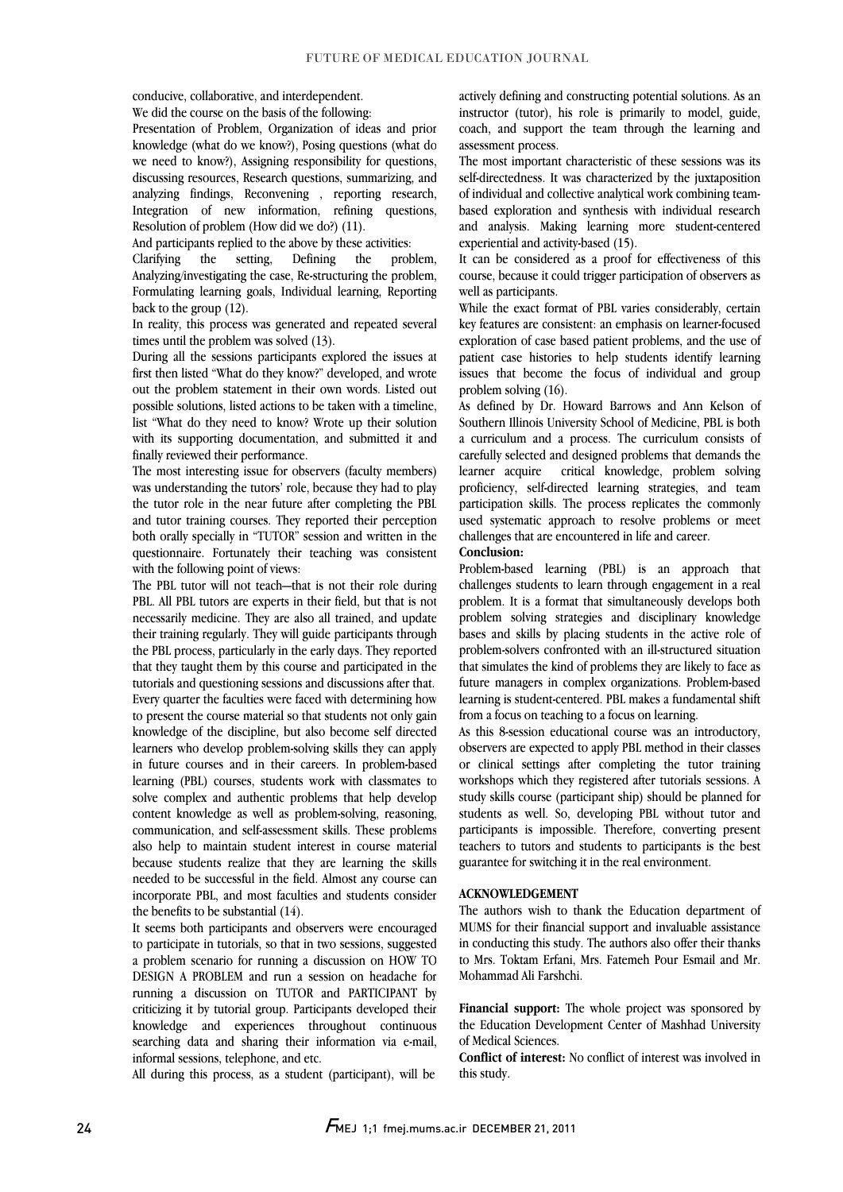conducive, collaborative, and interdependent.

We did the course on the basis of the following:

Presentation of Problem, Organization of ideas and prior knowledge (what do we know?), Posing questions (what do we need to know?), Assigning responsibility for questions, discussing resources, Research questions, summarizing, and analyzing findings, Reconvening , reporting research, Integration of new information, refining questions, Resolution of problem (How did we do?) (11).

And participants replied to the above by these activities: Clarifying the setting, Defining the problem, Analyzing/investigating the case, Re-structuring the problem, Formulating learning goals, Individual learning, Reporting back to the group (12).

In reality, this process was generated and repeated several times until the problem was solved (13).

During all the sessions participants explored the issues at first then listed "What do they know?" developed, and wrote out the problem statement in their own words. Listed out possible solutions, listed actions to be taken with a timeline, list "What do they need to know? Wrote up their solution with its supporting documentation, and submitted it and finally reviewed their performance.

The most interesting issue for observers (faculty members) was understanding the tutors' role, because they had to play the tutor role in the near future after completing the PBL and tutor training courses. They reported their perception both orally specially in "TUTOR" session and written in the questionnaire. Fortunately their teaching was consistent with the following point of views:

The PBL tutor will not teach—that is not their role during PBL. All PBL tutors are experts in their field, but that is not necessarily medicine. They are also all trained, and update their training regularly. They will guide participants through the PBL process, particularly in the early days. They reported that they taught them by this course and participated in the tutorials and questioning sessions and discussions after that.

Every quarter the faculties were faced with determining how to present the course material so that students not only gain knowledge of the discipline, but also become self directed learners who develop problem-solving skills they can apply in future courses and in their careers. In problem-based learning (PBL) courses, students work with classmates to solve complex and authentic problems that help develop content knowledge as well as problem-solving, reasoning, communication, and self-assessment skills. These problems also help to maintain student interest in course material because students realize that they are learning the skills needed to be successful in the field. Almost any course can incorporate PBL, and most faculties and students consider the benefits to be substantial (14).

It seems both participants and observers were encouraged to participate in tutorials, so that in two sessions, suggested a problem scenario for running a discussion on HOW TO DESIGN A PROBLEM and run a session on headache for running a discussion on TUTOR and PARTICIPANT by criticizing it by tutorial group. Participants developed their knowledge and experiences throughout continuous searching data and sharing their information via e-mail, informal sessions, telephone, and etc.

All during this process, as a student (participant), will be actively defining and constructing potential solutions. As an instructor (tutor), his role is primarily to model, guide, coach, and support the team through the learning and assessment process.

The most important characteristic of these sessions was its self-directedness. It was characterized by the juxtaposition of individual and collective analytical work combining team-based exploration and synthesis with individual research and analysis. Making learning more student-centered experiential and activity-based (15).

It can be considered as a proof for effectiveness of this course, because it could trigger participation of observers as well as participants.

While the exact format of PBL varies considerably, certain key features are consistent: an emphasis on learner-focused exploration of case based patient problems, and the use of patient case histories to help students identify learning issues that become the focus of individual and group problem solving (16).

As defined by Dr. Howard Barrows and Ann Kelson of Southern Illinois University School of Medicine, PBL is both a curriculum and a process. The curriculum consists of carefully selected and designed problems that demands the learner acquire critical knowledge, problem solving proficiency, self-directed learning strategies, and team participation skills. The process replicates the commonly used systematic approach to resolve problems or meet challenges that are encountered in life and career.

**Conclusion:**

Problem-based learning (PBL) is an approach that challenges students to learn through engagement in a real problem. It is a format that simultaneously develops both problem solving strategies and disciplinary knowledge bases and skills by placing students in the active role of problem-solvers confronted with an ill-structured situation that simulates the kind of problems they are likely to face as future managers in complex organizations. Problem-based learning is student-centered. PBL makes a fundamental shift from a focus on teaching to a focus on learning.

As this 8-session educational course was an introductory, observers are expected to apply PBL method in their classes or clinical settings after completing the tutor training workshops which they registered after tutorials sessions. A study skills course (participant ship) should be planned for students as well. So, developing PBL without tutor and participants is impossible. Therefore, converting present teachers to tutors and students to participants is the best guarantee for switching it in the real environment.

## ACKNOWLEDGEMENT

The authors wish to thank the Education department of MUMS for their financial support and invaluable assistance in conducting this study. The authors also offer their thanks to Mrs. Toktam Erfani, Mrs. Fatemeh Pour Esmail and Mr. Mohammad Ali Farshchi.

**Financial support:** The whole project was sponsored by the Education Development Center of Mashhad University of Medical Sciences.

**Conflict of interest:** No conflict of interest was involved in this study.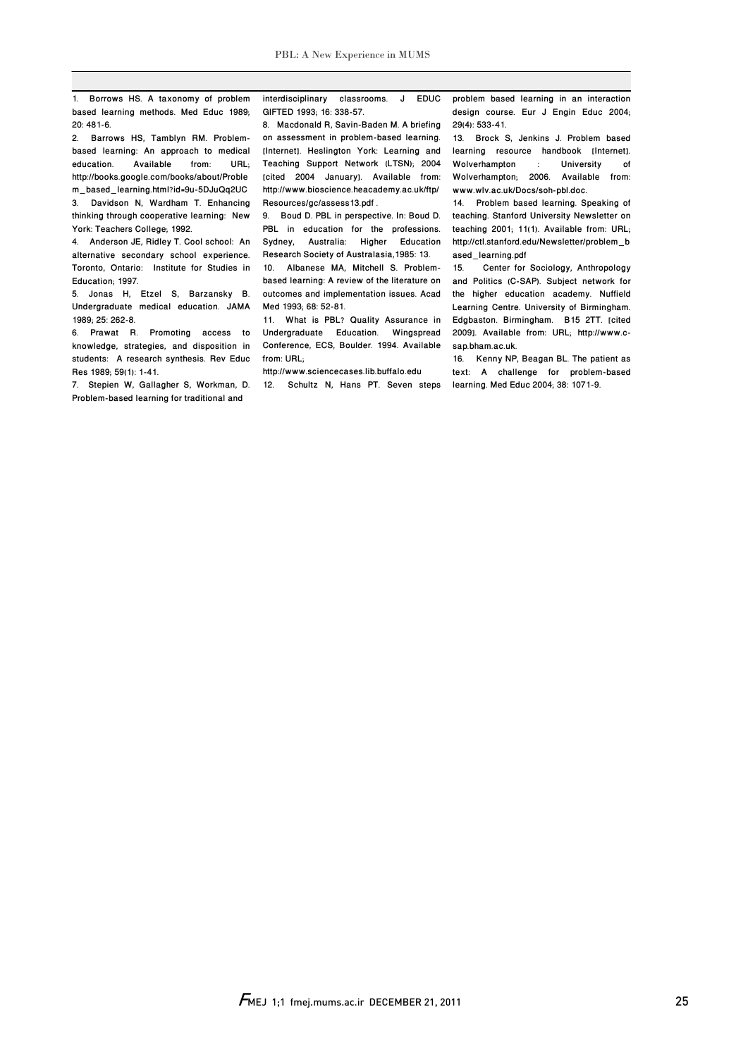1. Borrows HS. A taxonomy of problem based learning methods. Med Educ 1989; 20: 481-6.
2. Barrows HS, Tamblyn RM. Problem-based learning: An approach to medical education. Available from: URL; http://books.google.com/books/about/Problem_based_learning.html?id=9u-5DJuQq2UC
3. Davidson N, Wardham T. Enhancing thinking through cooperative learning: New York: Teachers College; 1992.
4. Anderson JE, Ridley T. Cool school: An alternative secondary school experience. Toronto, Ontario: Institute for Studies in Education; 1997.
5. Jonas H, Etzel S, Barzansky B. Undergraduate medical education. JAMA 1989; 25: 262-8.
6. Prawat R. Promoting access to knowledge, strategies, and disposition in students: A research synthesis. Rev Educ Res 1989; 59(1): 1-41.
7. Stepien W, Gallagher S, Workman, D. Problem-based learning for traditional and interdisciplinary classrooms. J EDUC GIFTED 1993; 16: 338-57.
8. Macdonald R, Savin-Baden M. A briefing on assessment in problem-based learning. [Internet]. Heslington York: Learning and Teaching Support Network (LTSN); 2004 [cited 2004 January]. Available from: http://www.bioscience.heacademy.ac.uk/ftp/Resources/gc/assess13.pdf .
9. Boud D. PBL in perspective. In: Boud D. PBL in education for the professions. Sydney, Australia: Higher Education Research Society of Australasia,1985: 13.
10. Albanese MA, Mitchell S. Problem-based learning: A review of the literature on outcomes and implementation issues. Acad Med 1993; 68: 52-81.
11. What is PBL? Quality Assurance in Undergraduate Education. Wingspread Conference, ECS, Boulder. 1994. Available from: URL;
http://www.sciencecases.lib.buffalo.edu
12. Schultz N, Hans PT. Seven steps problem based learning in an interaction design course. Eur J Engin Educ 2004; 29(4): 533-41.
13. Brock S, Jenkins J. Problem based learning resource handbook [Internet]. Wolverhampton : University of Wolverhampton; 2006. Available from: www.wlv.ac.uk/Docs/soh-pbl.doc.
14. Problem based learning. Speaking of teaching. Stanford University Newsletter on teaching 2001; 11(1). Available from: URL; http://ctl.stanford.edu/Newsletter/problem_based_learning.pdf
15. Center for Sociology, Anthropology and Politics (C-SAP). Subject network for the higher education academy. Nuffield Learning Centre. University of Birmingham. Edgbaston. Birmingham. B15 2TT. [cited 2009]. Available from: URL; http://www.c-sap.bham.ac.uk.
16. Kenny NP, Beagan BL. The patient as text: A challenge for problem-based learning. Med Educ 2004; 38: 1071-9.